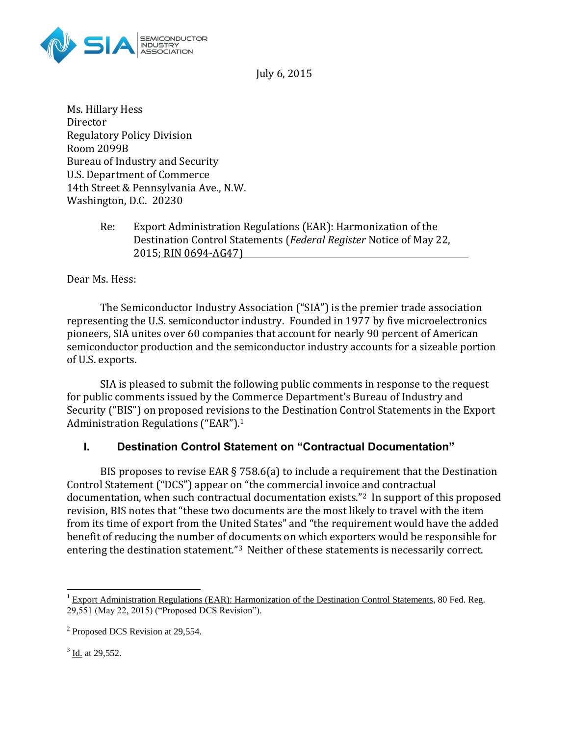July 6, 2015

Ms. Hillary Hess
Director
Regulatory Policy Division
Room 2099B
Bureau of Industry and Security
U.S. Department of Commerce
14th Street & Pennsylvania Ave., N.W.
Washington, D.C. 20230

Re: Export Administration Regulations (EAR): Harmonization of the Destination Control Statements (*Federal Register* Notice of May 22, 2015; RIN 0694-AG47)

Dear Ms. Hess:

The Semiconductor Industry Association ("SIA") is the premier trade association representing the U.S. semiconductor industry. Founded in 1977 by five microelectronics pioneers, SIA unites over 60 companies that account for nearly 90 percent of American semiconductor production and the semiconductor industry accounts for a sizeable portion of U.S. exports.

SIA is pleased to submit the following public comments in response to the request for public comments issued by the Commerce Department's Bureau of Industry and Security ("BIS") on proposed revisions to the Destination Control Statements in the Export Administration Regulations ("EAR").[1]

## I. Destination Control Statement on "Contractual Documentation"

BIS proposes to revise EAR § 758.6(a) to include a requirement that the Destination Control Statement ("DCS") appear on "the commercial invoice and contractual documentation, when such contractual documentation exists."[2] In support of this proposed revision, BIS notes that "these two documents are the most likely to travel with the item from its time of export from the United States" and "the requirement would have the added benefit of reducing the number of documents on which exporters would be responsible for entering the destination statement."[3] Neither of these statements is necessarily correct.

---

[1] Export Administration Regulations (EAR): Harmonization of the Destination Control Statements, 80 Fed. Reg. 29,551 (May 22, 2015) ("Proposed DCS Revision").

[2] Proposed DCS Revision at 29,554.

[3] Id. at 29,552.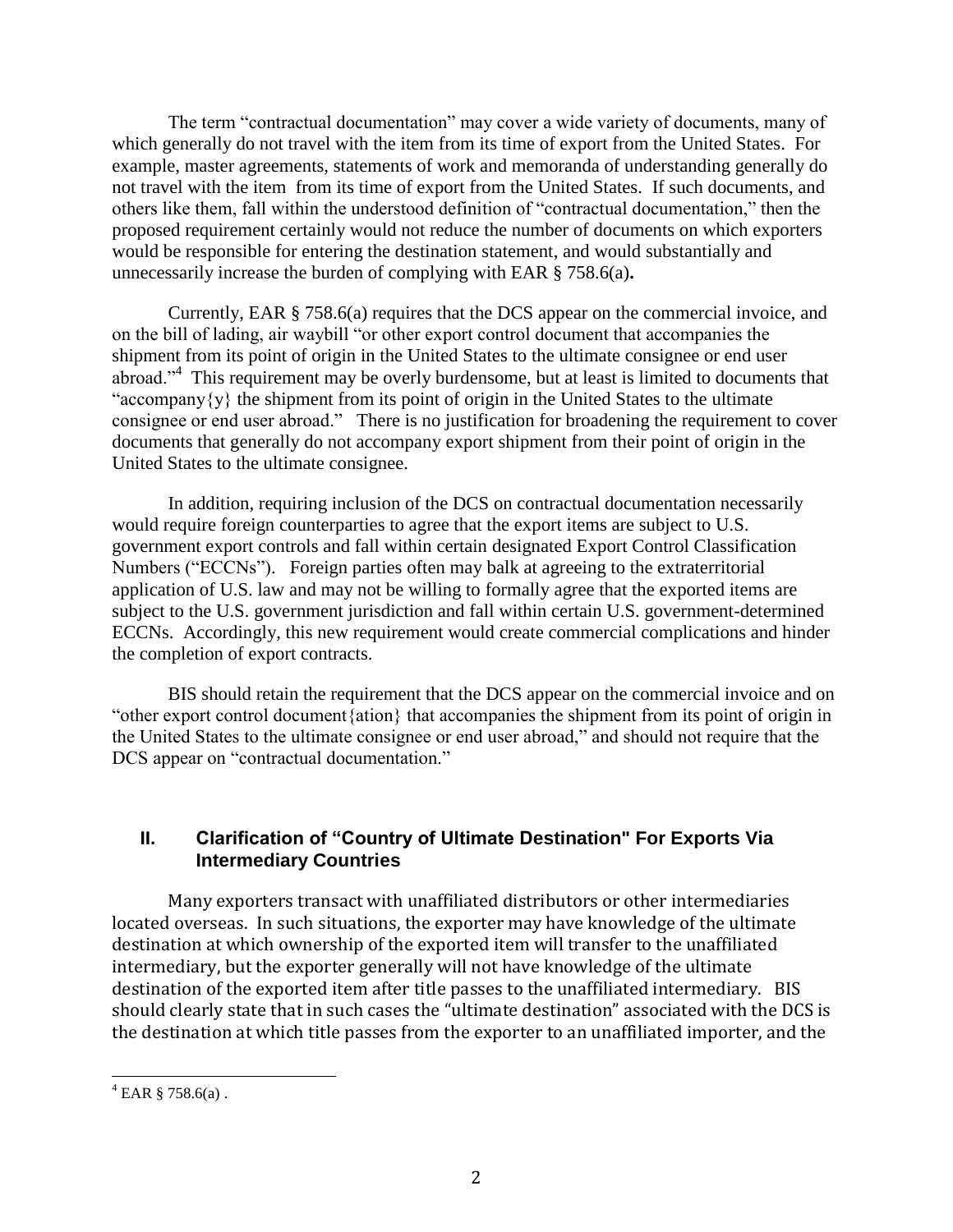The term "contractual documentation" may cover a wide variety of documents, many of which generally do not travel with the item from its time of export from the United States. For example, master agreements, statements of work and memoranda of understanding generally do not travel with the item from its time of export from the United States. If such documents, and others like them, fall within the understood definition of "contractual documentation," then the proposed requirement certainly would not reduce the number of documents on which exporters would be responsible for entering the destination statement, and would substantially and unnecessarily increase the burden of complying with EAR § 758.6(a)**.**

Currently, EAR § 758.6(a) requires that the DCS appear on the commercial invoice, and on the bill of lading, air waybill "or other export control document that accompanies the shipment from its point of origin in the United States to the ultimate consignee or end user abroad."[4] This requirement may be overly burdensome, but at least is limited to documents that "accompany{y} the shipment from its point of origin in the United States to the ultimate consignee or end user abroad." There is no justification for broadening the requirement to cover documents that generally do not accompany export shipment from their point of origin in the United States to the ultimate consignee.

In addition, requiring inclusion of the DCS on contractual documentation necessarily would require foreign counterparties to agree that the export items are subject to U.S. government export controls and fall within certain designated Export Control Classification Numbers ("ECCNs"). Foreign parties often may balk at agreeing to the extraterritorial application of U.S. law and may not be willing to formally agree that the exported items are subject to the U.S. government jurisdiction and fall within certain U.S. government-determined ECCNs. Accordingly, this new requirement would create commercial complications and hinder the completion of export contracts.

BIS should retain the requirement that the DCS appear on the commercial invoice and on "other export control document{ation} that accompanies the shipment from its point of origin in the United States to the ultimate consignee or end user abroad," and should not require that the DCS appear on "contractual documentation."

## II. Clarification of "Country of Ultimate Destination" For Exports Via Intermediary Countries

Many exporters transact with unaffiliated distributors or other intermediaries located overseas. In such situations, the exporter may have knowledge of the ultimate destination at which ownership of the exported item will transfer to the unaffiliated intermediary, but the exporter generally will not have knowledge of the ultimate destination of the exported item after title passes to the unaffiliated intermediary. BIS should clearly state that in such cases the "ultimate destination" associated with the DCS is the destination at which title passes from the exporter to an unaffiliated importer, and the

[4] EAR § 758.6(a) .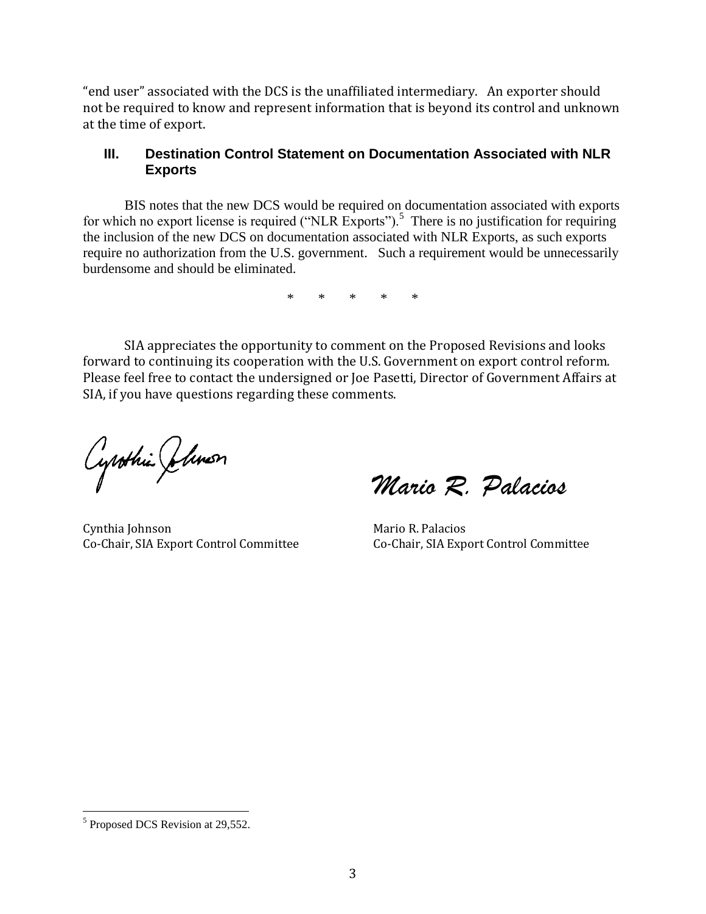"end user" associated with the DCS is the unaffiliated intermediary. An exporter should not be required to know and represent information that is beyond its control and unknown at the time of export.

## III. Destination Control Statement on Documentation Associated with NLR Exports

BIS notes that the new DCS would be required on documentation associated with exports for which no export license is required ("NLR Exports").[5] There is no justification for requiring the inclusion of the new DCS on documentation associated with NLR Exports, as such exports require no authorization from the U.S. government. Such a requirement would be unnecessarily burdensome and should be eliminated.

\* \* \* \* \*

SIA appreciates the opportunity to comment on the Proposed Revisions and looks forward to continuing its cooperation with the U.S. Government on export control reform. Please feel free to contact the undersigned or Joe Pasetti, Director of Government Affairs at SIA, if you have questions regarding these comments.

Cynthia Johnson
Co-Chair, SIA Export Control Committee

*Mario R. Palacios*

Mario R. Palacios
Co-Chair, SIA Export Control Committee

---

[5] Proposed DCS Revision at 29,552.